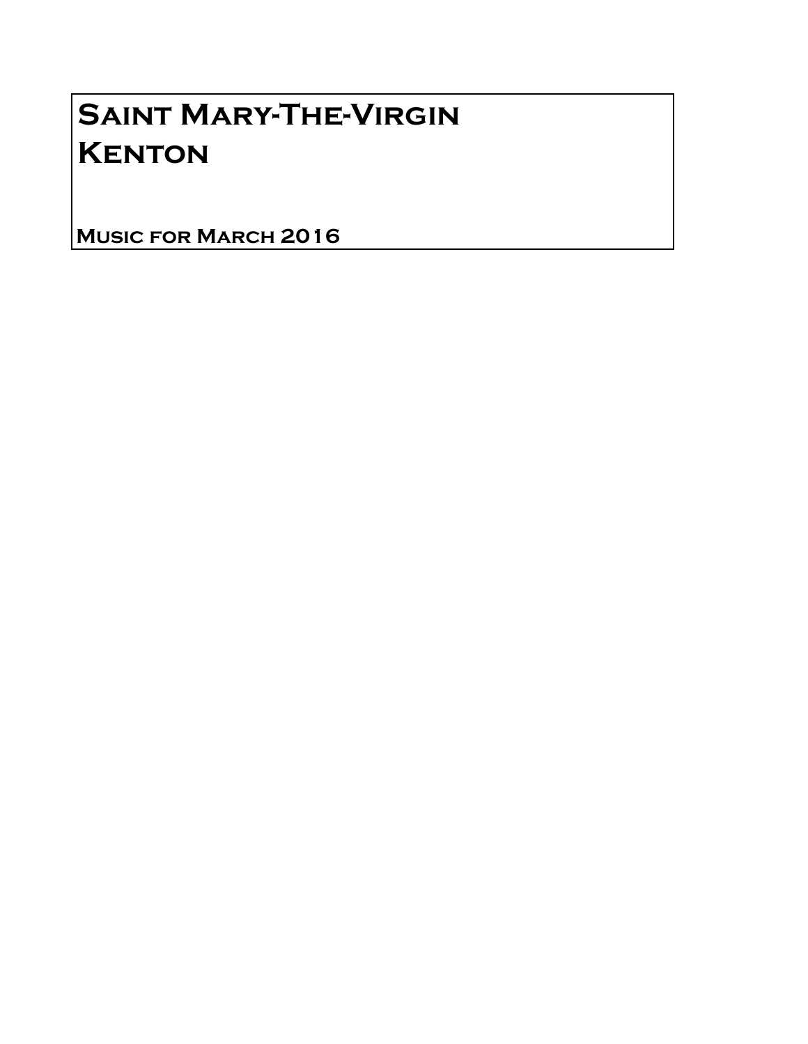# Saint Mary-The-Virgin
# Kenton

**Music for March 2016**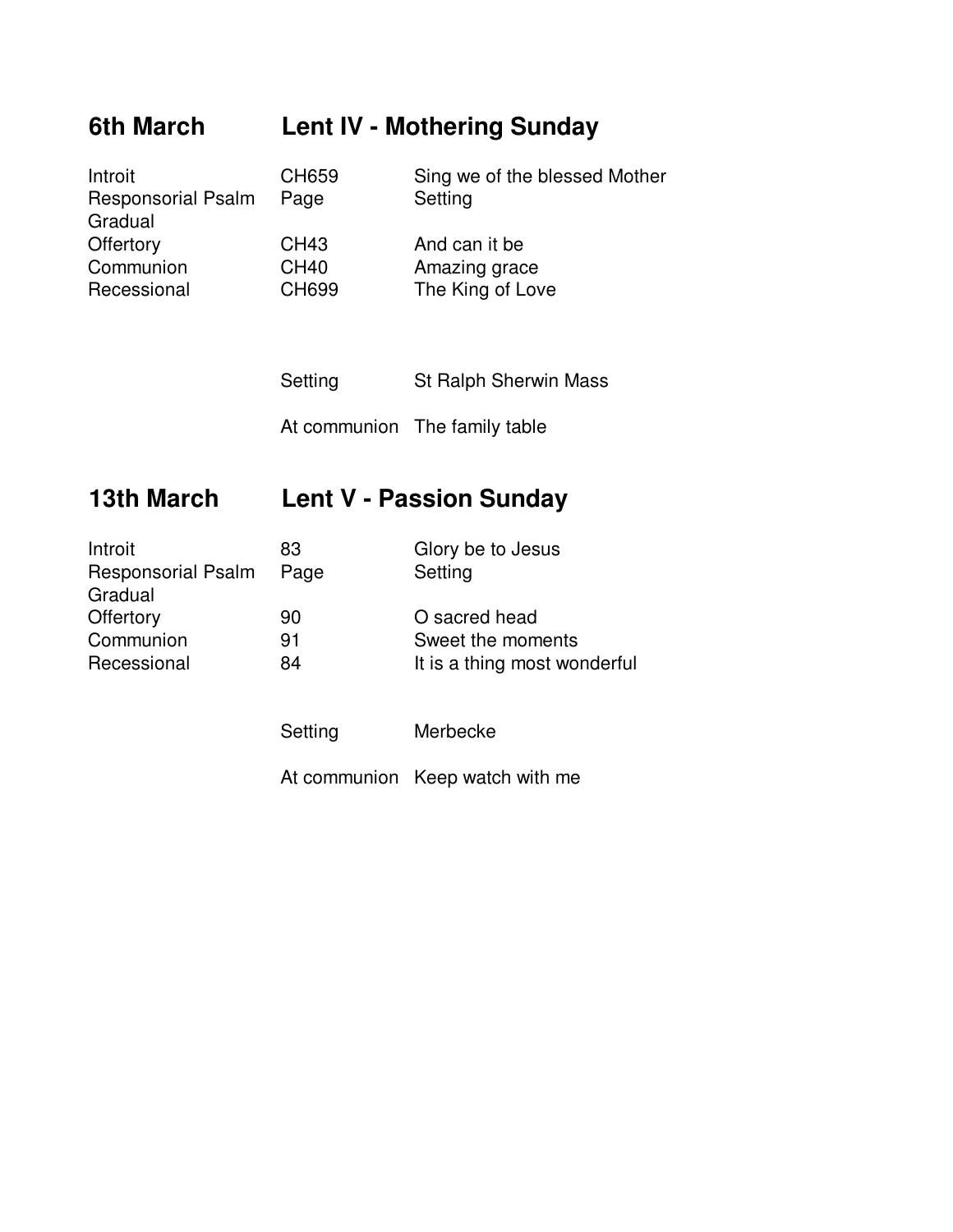## 6th March — Lent IV - Mothering Sunday

| | | |
|---|---|---|
| Introit | CH659 | Sing we of the blessed Mother |
| Responsorial Psalm | Page | Setting |
| Gradual | | |
| Offertory | CH43 | And can it be |
| Communion | CH40 | Amazing grace |
| Recessional | CH699 | The King of Love |

| | |
|---|---|
| Setting | St Ralph Sherwin Mass |
| At communion | The family table |

## 13th March — Lent V - Passion Sunday

| | | |
|---|---|---|
| Introit | 83 | Glory be to Jesus |
| Responsorial Psalm | Page | Setting |
| Gradual | | |
| Offertory | 90 | O sacred head |
| Communion | 91 | Sweet the moments |
| Recessional | 84 | It is a thing most wonderful |

| | |
|---|---|
| Setting | Merbecke |
| At communion | Keep watch with me |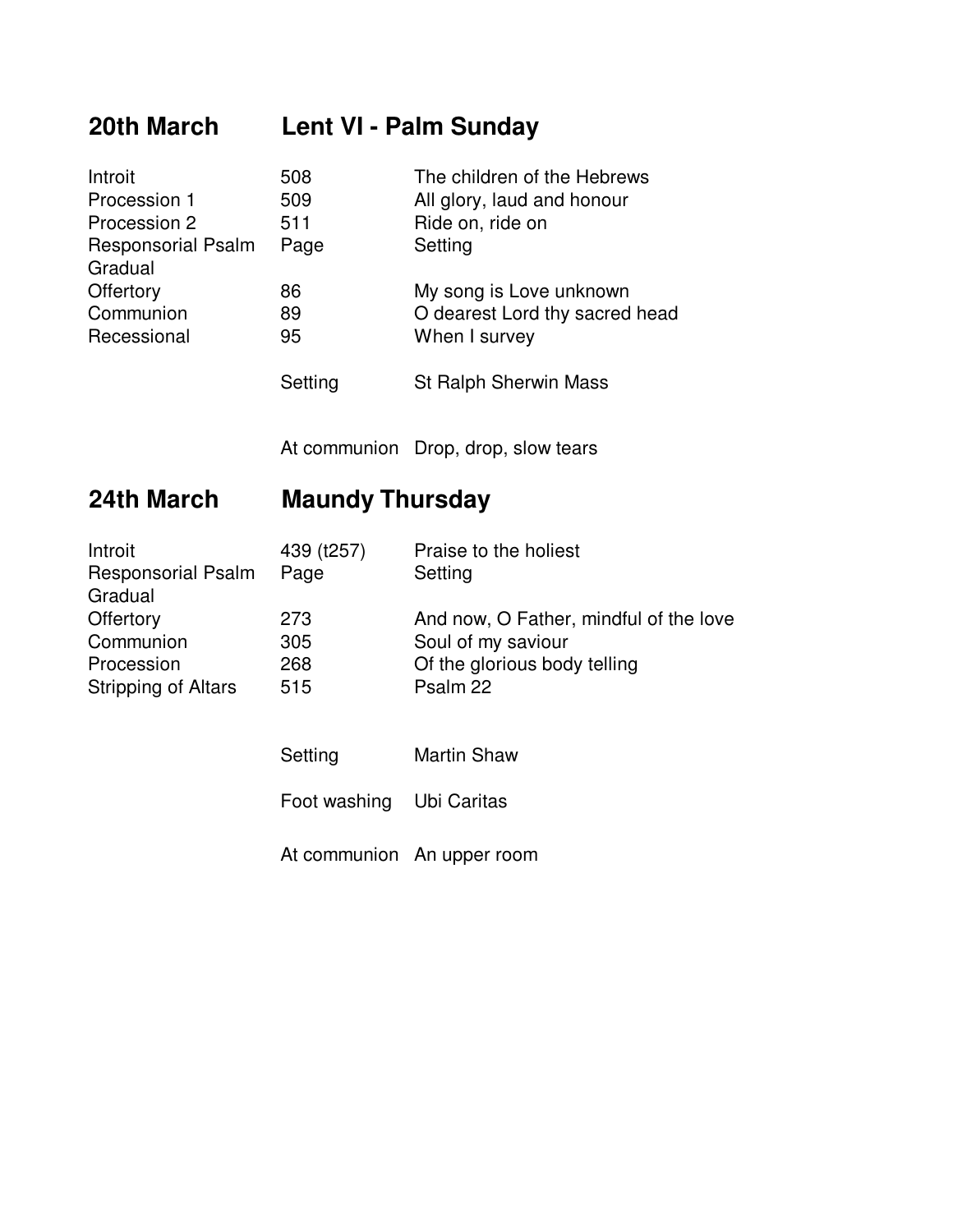## 20th March Lent VI - Palm Sunday

| | | |
|---|---|---|
| Introit | 508 | The children of the Hebrews |
| Procession 1 | 509 | All glory, laud and honour |
| Procession 2 | 511 | Ride on, ride on |
| Responsorial Psalm Gradual | Page | Setting |
| Offertory | 86 | My song is Love unknown |
| Communion | 89 | O dearest Lord thy sacred head |
| Recessional | 95 | When I survey |
| | Setting | St Ralph Sherwin Mass |
| | At communion | Drop, drop, slow tears |

## 24th March Maundy Thursday

| | | |
|---|---|---|
| Introit | 439 (t257) | Praise to the holiest |
| Responsorial Psalm Gradual | Page | Setting |
| Offertory | 273 | And now, O Father, mindful of the love |
| Communion | 305 | Soul of my saviour |
| Procession | 268 | Of the glorious body telling |
| Stripping of Altars | 515 | Psalm 22 |
| | Setting | Martin Shaw |
| | Foot washing | Ubi Caritas |
| | At communion | An upper room |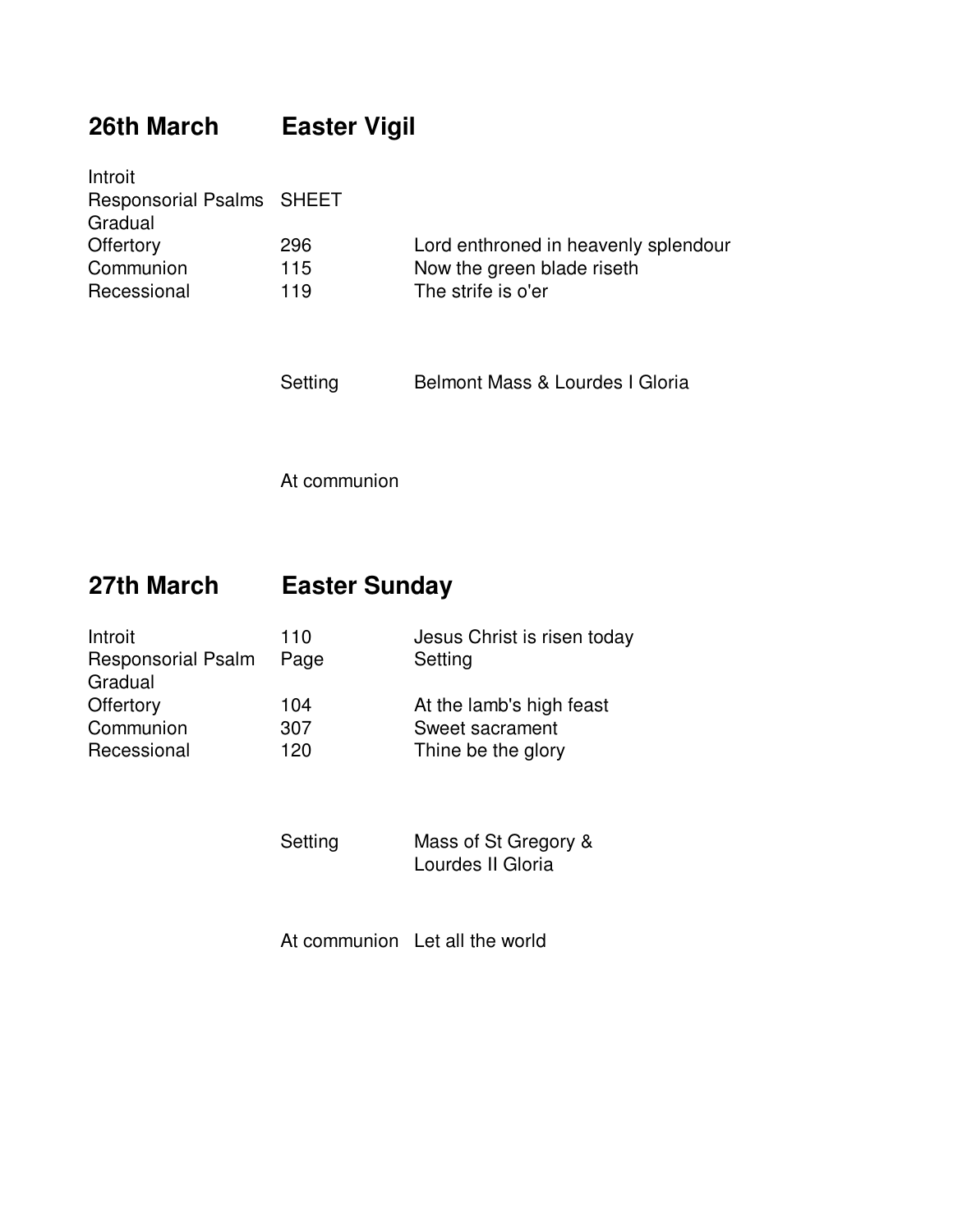## 26th March Easter Vigil

| | | |
|---|---|---|
| Introit | | |
| Responsorial Psalms | SHEET | |
| Gradual | | |
| Offertory | 296 | Lord enthroned in heavenly splendour |
| Communion | 115 | Now the green blade riseth |
| Recessional | 119 | The strife is o'er |

| | | |
|---|---|---|
| | Setting | Belmont Mass & Lourdes I Gloria |
| | At communion | |

## 27th March Easter Sunday

| | | |
|---|---|---|
| Introit | 110 | Jesus Christ is risen today |
| Responsorial Psalm | Page | Setting |
| Gradual | | |
| Offertory | 104 | At the lamb's high feast |
| Communion | 307 | Sweet sacrament |
| Recessional | 120 | Thine be the glory |

| | | |
|---|---|---|
| | Setting | Mass of St Gregory & Lourdes II Gloria |
| | At communion | Let all the world |